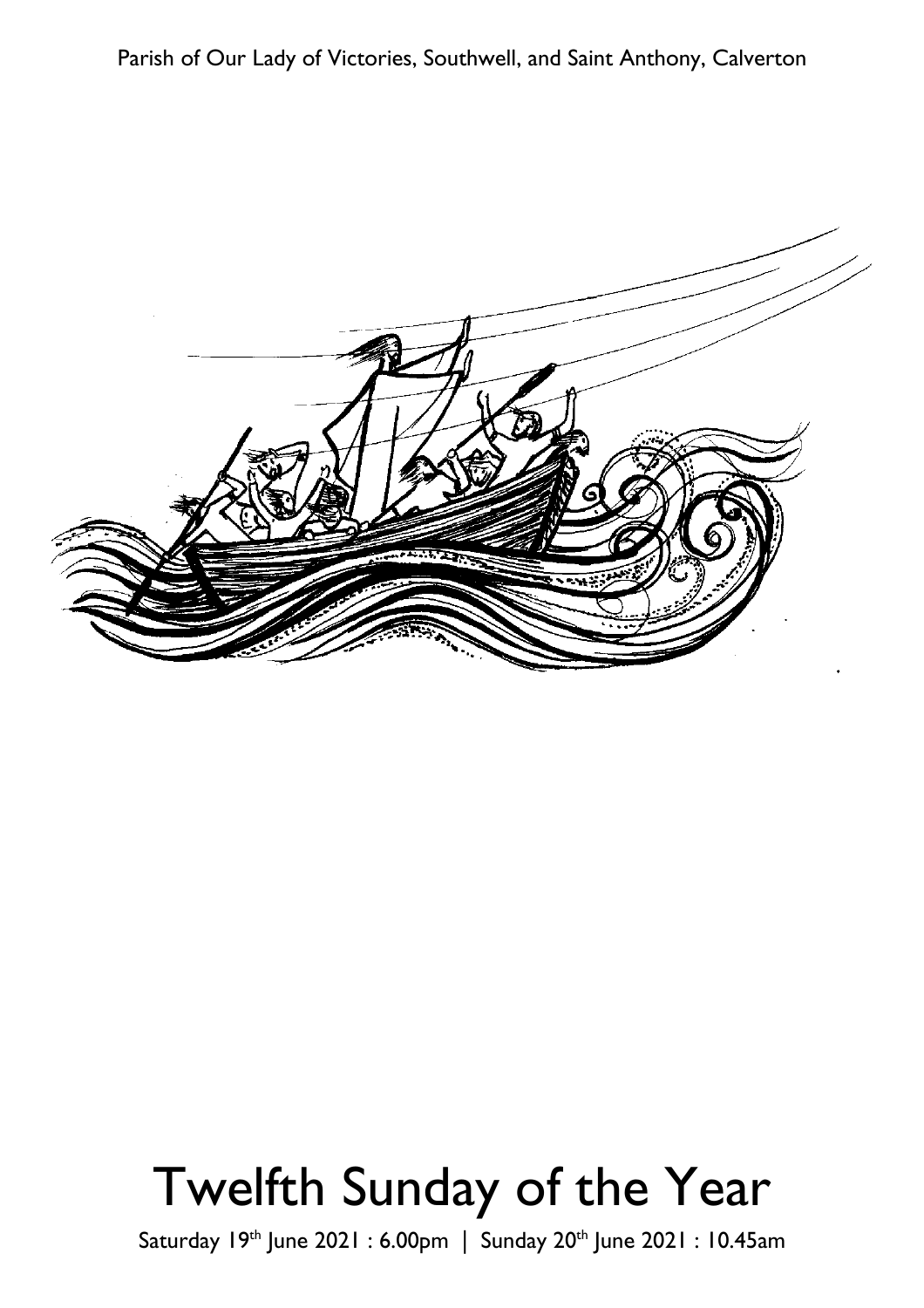Parish of Our Lady of Victories, Southwell, and Saint Anthony, Calverton

# Twelfth Sunday of the Year

Saturday 19th June 2021 : 6.00pm | Sunday 20th June 2021 : 10.45am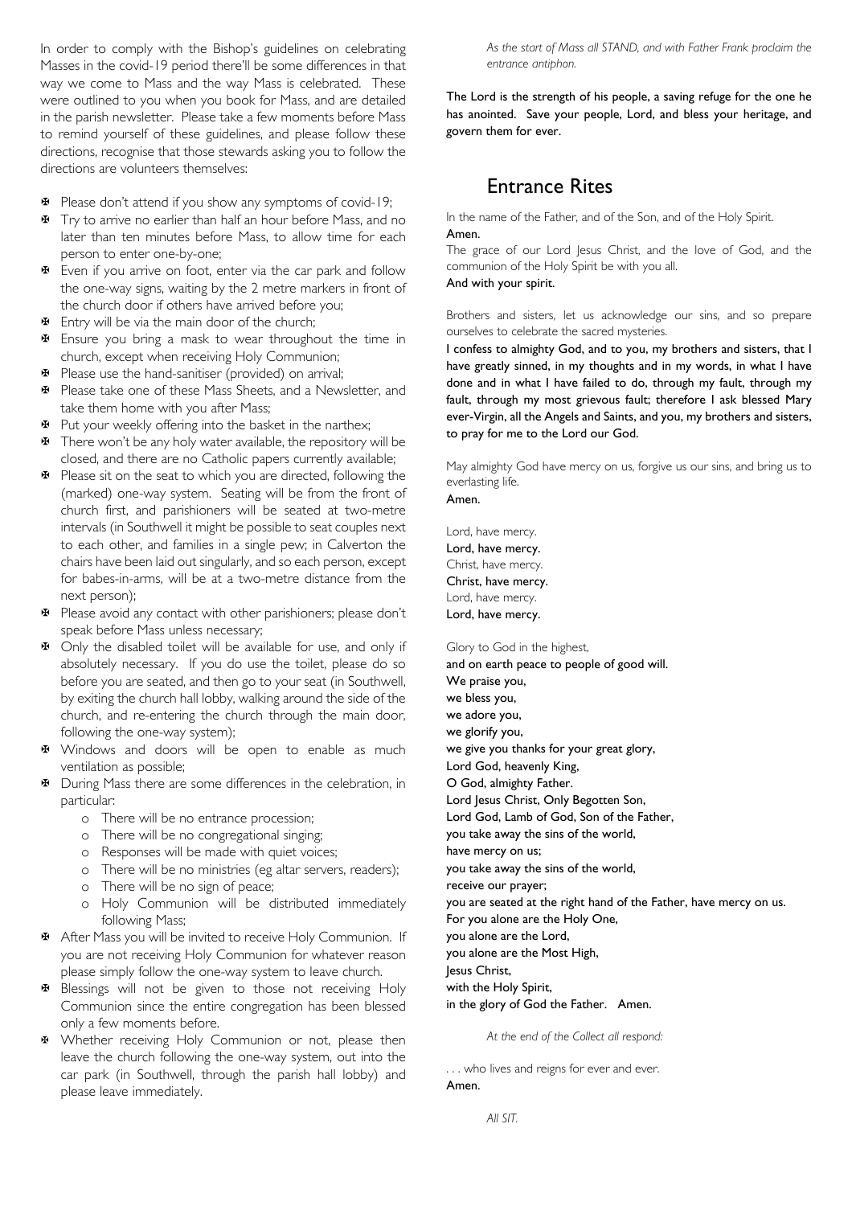In order to comply with the Bishop's guidelines on celebrating Masses in the covid-19 period there'll be some differences in that way we come to Mass and the way Mass is celebrated. These were outlined to you when you book for Mass, and are detailed in the parish newsletter. Please take a few moments before Mass to remind yourself of these guidelines, and please follow these directions, recognise that those stewards asking you to follow the directions are volunteers themselves:

- Please don't attend if you show any symptoms of covid-19;
- Try to arrive no earlier than half an hour before Mass, and no later than ten minutes before Mass, to allow time for each person to enter one-by-one;
- Even if you arrive on foot, enter via the car park and follow the one-way signs, waiting by the 2 metre markers in front of the church door if others have arrived before you;
- Entry will be via the main door of the church;
- Ensure you bring a mask to wear throughout the time in church, except when receiving Holy Communion;
- Please use the hand-sanitiser (provided) on arrival;
- Please take one of these Mass Sheets, and a Newsletter, and take them home with you after Mass;
- Put your weekly offering into the basket in the narthex;
- There won't be any holy water available, the repository will be closed, and there are no Catholic papers currently available;
- Please sit on the seat to which you are directed, following the (marked) one-way system. Seating will be from the front of church first, and parishioners will be seated at two-metre intervals (in Southwell it might be possible to seat couples next to each other, and families in a single pew; in Calverton the chairs have been laid out singularly, and so each person, except for babes-in-arms, will be at a two-metre distance from the next person);
- Please avoid any contact with other parishioners; please don't speak before Mass unless necessary;
- Only the disabled toilet will be available for use, and only if absolutely necessary. If you do use the toilet, please do so before you are seated, and then go to your seat (in Southwell, by exiting the church hall lobby, walking around the side of the church, and re-entering the church through the main door, following the one-way system);
- Windows and doors will be open to enable as much ventilation as possible;
- During Mass there are some differences in the celebration, in particular:
  - There will be no entrance procession;
  - There will be no congregational singing;
  - Responses will be made with quiet voices;
  - There will be no ministries (eg altar servers, readers);
  - There will be no sign of peace;
  - Holy Communion will be distributed immediately following Mass;
- After Mass you will be invited to receive Holy Communion. If you are not receiving Holy Communion for whatever reason please simply follow the one-way system to leave church.
- Blessings will not be given to those not receiving Holy Communion since the entire congregation has been blessed only a few moments before.
- Whether receiving Holy Communion or not, please then leave the church following the one-way system, out into the car park (in Southwell, through the parish hall lobby) and please leave immediately.

*As the start of Mass all STAND, and with Father Frank proclaim the entrance antiphon.*

**The Lord is the strength of his people, a saving refuge for the one he has anointed. Save your people, Lord, and bless your heritage, and govern them for ever.**

## Entrance Rites

In the name of the Father, and of the Son, and of the Holy Spirit.
**Amen.**
The grace of our Lord Jesus Christ, and the love of God, and the communion of the Holy Spirit be with you all.
**And with your spirit.**

Brothers and sisters, let us acknowledge our sins, and so prepare ourselves to celebrate the sacred mysteries.
**I confess to almighty God, and to you, my brothers and sisters, that I have greatly sinned, in my thoughts and in my words, in what I have done and in what I have failed to do, through my fault, through my fault, through my most grievous fault; therefore I ask blessed Mary ever-Virgin, all the Angels and Saints, and you, my brothers and sisters, to pray for me to the Lord our God.**

May almighty God have mercy on us, forgive us our sins, and bring us to everlasting life.
**Amen.**

Lord, have mercy.
**Lord, have mercy.**
Christ, have mercy.
**Christ, have mercy.**
Lord, have mercy.
**Lord, have mercy.**

Glory to God in the highest,
**and on earth peace to people of good will.**
**We praise you,**
**we bless you,**
**we adore you,**
**we glorify you,**
**we give you thanks for your great glory,**
**Lord God, heavenly King,**
**O God, almighty Father.**
**Lord Jesus Christ, Only Begotten Son,**
**Lord God, Lamb of God, Son of the Father,**
**you take away the sins of the world,**
**have mercy on us;**
**you take away the sins of the world,**
**receive our prayer;**
**you are seated at the right hand of the Father, have mercy on us.**
**For you alone are the Holy One,**
**you alone are the Lord,**
**you alone are the Most High,**
**Jesus Christ,**
**with the Holy Spirit,**
**in the glory of God the Father. Amen.**

*At the end of the Collect all respond:*

. . . who lives and reigns for ever and ever.
**Amen.**

*All SIT.*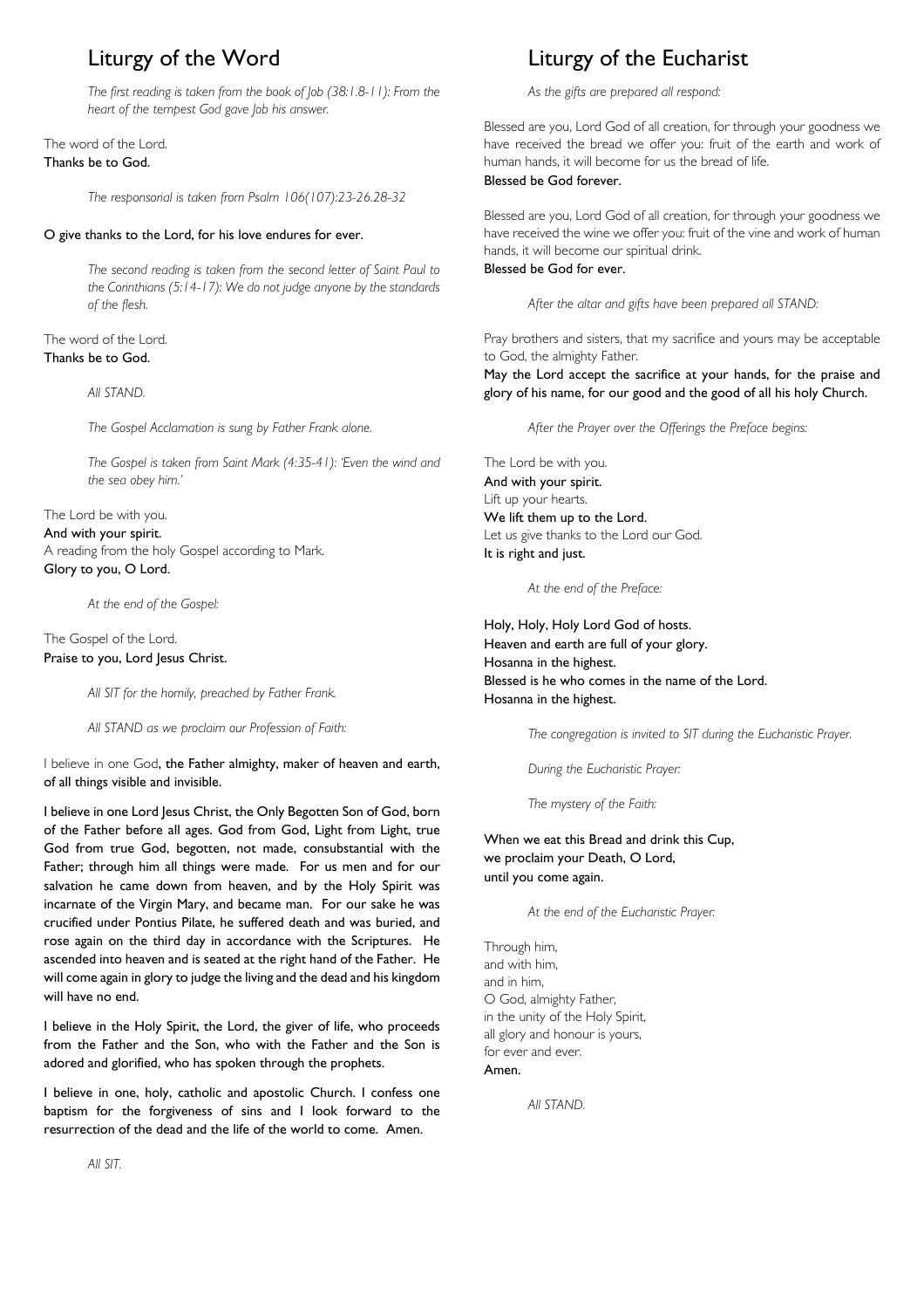# Liturgy of the Word

*The first reading is taken from the book of Job (38:1.8-11): From the heart of the tempest God gave Job his answer.*

The word of the Lord.
**Thanks be to God.**

*The responsorial is taken from Psalm 106(107):23-26.28-32*

**O give thanks to the Lord, for his love endures for ever.**

*The second reading is taken from the second letter of Saint Paul to the Corinthians (5:14-17): We do not judge anyone by the standards of the flesh.*

The word of the Lord.
**Thanks be to God.**

*All STAND.*

*The Gospel Acclamation is sung by Father Frank alone.*

*The Gospel is taken from Saint Mark (4:35-41): 'Even the wind and the sea obey him.'*

The Lord be with you.
**And with your spirit.**
A reading from the holy Gospel according to Mark.
**Glory to you, O Lord.**

*At the end of the Gospel:*

The Gospel of the Lord.
**Praise to you, Lord Jesus Christ.**

*All SIT for the homily, preached by Father Frank.*

*All STAND as we proclaim our Profession of Faith:*

I believe in one God, **the Father almighty, maker of heaven and earth, of all things visible and invisible.**

**I believe in one Lord Jesus Christ, the Only Begotten Son of God, born of the Father before all ages. God from God, Light from Light, true God from true God, begotten, not made, consubstantial with the Father; through him all things were made. For us men and for our salvation he came down from heaven, and by the Holy Spirit was incarnate of the Virgin Mary, and became man. For our sake he was crucified under Pontius Pilate, he suffered death and was buried, and rose again on the third day in accordance with the Scriptures. He ascended into heaven and is seated at the right hand of the Father. He will come again in glory to judge the living and the dead and his kingdom will have no end.**

**I believe in the Holy Spirit, the Lord, the giver of life, who proceeds from the Father and the Son, who with the Father and the Son is adored and glorified, who has spoken through the prophets.**

**I believe in one, holy, catholic and apostolic Church. I confess one baptism for the forgiveness of sins and I look forward to the resurrection of the dead and the life of the world to come. Amen.**

*All SIT.*

# Liturgy of the Eucharist

*As the gifts are prepared all respond:*

Blessed are you, Lord God of all creation, for through your goodness we have received the bread we offer you: fruit of the earth and work of human hands, it will become for us the bread of life.
**Blessed be God forever.**

Blessed are you, Lord God of all creation, for through your goodness we have received the wine we offer you: fruit of the vine and work of human hands, it will become our spiritual drink.
**Blessed be God for ever.**

*After the altar and gifts have been prepared all STAND:*

Pray brothers and sisters, that my sacrifice and yours may be acceptable to God, the almighty Father.
**May the Lord accept the sacrifice at your hands, for the praise and glory of his name, for our good and the good of all his holy Church.**

*After the Prayer over the Offerings the Preface begins:*

The Lord be with you.
**And with your spirit.**
Lift up your hearts.
**We lift them up to the Lord.**
Let us give thanks to the Lord our God.
**It is right and just.**

*At the end of the Preface:*

**Holy, Holy, Holy Lord God of hosts.**
**Heaven and earth are full of your glory.**
**Hosanna in the highest.**
**Blessed is he who comes in the name of the Lord.**
**Hosanna in the highest.**

*The congregation is invited to SIT during the Eucharistic Prayer.*

*During the Eucharistic Prayer:*

*The mystery of the Faith:*

**When we eat this Bread and drink this Cup,**
**we proclaim your Death, O Lord,**
**until you come again.**

*At the end of the Eucharistic Prayer:*

Through him,
and with him,
and in him,
O God, almighty Father,
in the unity of the Holy Spirit,
all glory and honour is yours,
for ever and ever.
**Amen.**

*All STAND.*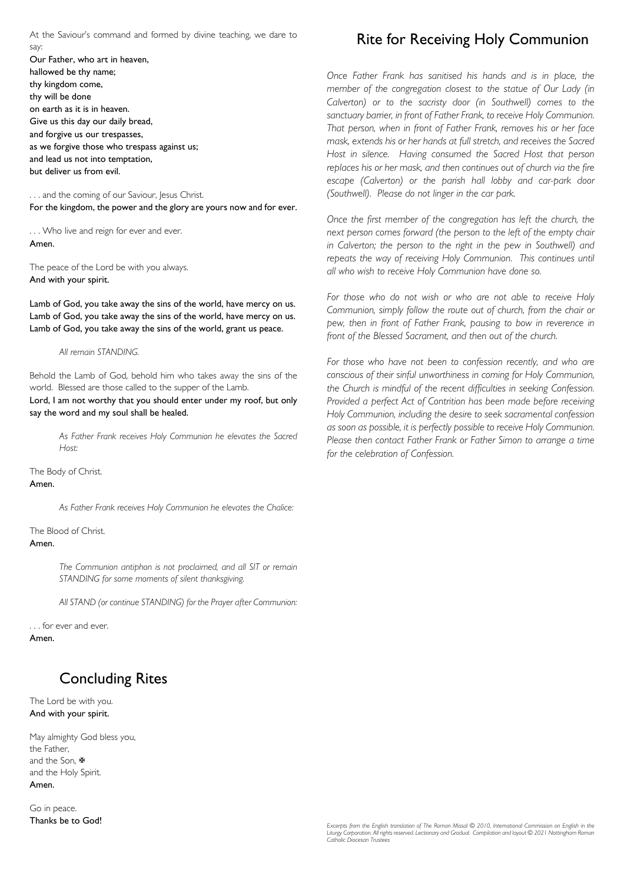At the Saviour's command and formed by divine teaching, we dare to say:

**Our Father, who art in heaven,**
**hallowed be thy name;**
**thy kingdom come,**
**thy will be done**
**on earth as it is in heaven.**
**Give us this day our daily bread,**
**and forgive us our trespasses,**
**as we forgive those who trespass against us;**
**and lead us not into temptation,**
**but deliver us from evil.**

. . . and the coming of our Saviour, Jesus Christ.
**For the kingdom, the power and the glory are yours now and for ever.**

. . . Who live and reign for ever and ever.
**Amen.**

The peace of the Lord be with you always.
**And with your spirit.**

**Lamb of God, you take away the sins of the world, have mercy on us.**
**Lamb of God, you take away the sins of the world, have mercy on us.**
**Lamb of God, you take away the sins of the world, grant us peace.**

*All remain STANDING.*

Behold the Lamb of God, behold him who takes away the sins of the world. Blessed are those called to the supper of the Lamb.
**Lord, I am not worthy that you should enter under my roof, but only say the word and my soul shall be healed.**

*As Father Frank receives Holy Communion he elevates the Sacred Host:*

The Body of Christ.
**Amen.**

*As Father Frank receives Holy Communion he elevates the Chalice:*

The Blood of Christ.
**Amen.**

*The Communion antiphon is not proclaimed, and all SIT or remain STANDING for some moments of silent thanksgiving.*

*All STAND (or continue STANDING) for the Prayer after Communion:*

. . . for ever and ever.
**Amen.**

## Concluding Rites

The Lord be with you.
**And with your spirit.**

May almighty God bless you,
the Father,
and the Son, ✠
and the Holy Spirit.
**Amen.**

Go in peace.
**Thanks be to God!**

## Rite for Receiving Holy Communion

*Once Father Frank has sanitised his hands and is in place, the member of the congregation closest to the statue of Our Lady (in Calverton) or to the sacristy door (in Southwell) comes to the sanctuary barrier, in front of Father Frank, to receive Holy Communion. That person, when in front of Father Frank, removes his or her face mask, extends his or her hands at full stretch, and receives the Sacred Host in silence. Having consumed the Sacred Host that person replaces his or her mask, and then continues out of church via the fire escape (Calverton) or the parish hall lobby and car-park door (Southwell). Please do not linger in the car park.*

*Once the first member of the congregation has left the church, the next person comes forward (the person to the left of the empty chair in Calverton; the person to the right in the pew in Southwell) and repeats the way of receiving Holy Communion. This continues until all who wish to receive Holy Communion have done so.*

*For those who do not wish or who are not able to receive Holy Communion, simply follow the route out of church, from the chair or pew, then in front of Father Frank, pausing to bow in reverence in front of the Blessed Sacrament, and then out of the church.*

*For those who have not been to confession recently, and who are conscious of their sinful unworthiness in coming for Holy Communion, the Church is mindful of the recent difficulties in seeking Confession. Provided a perfect Act of Contrition has been made before receiving Holy Communion, including the desire to seek sacramental confession as soon as possible, it is perfectly possible to receive Holy Communion. Please then contact Father Frank or Father Simon to arrange a time for the celebration of Confession.*

*Excerpts from the English translation of The Roman Missal © 2010, International Commission on English in the Liturgy Corporation. All rights reserved. Lectionary and Gradual. Compilation and layout © 2021 Nottingham Roman Catholic Diocesan Trustees*